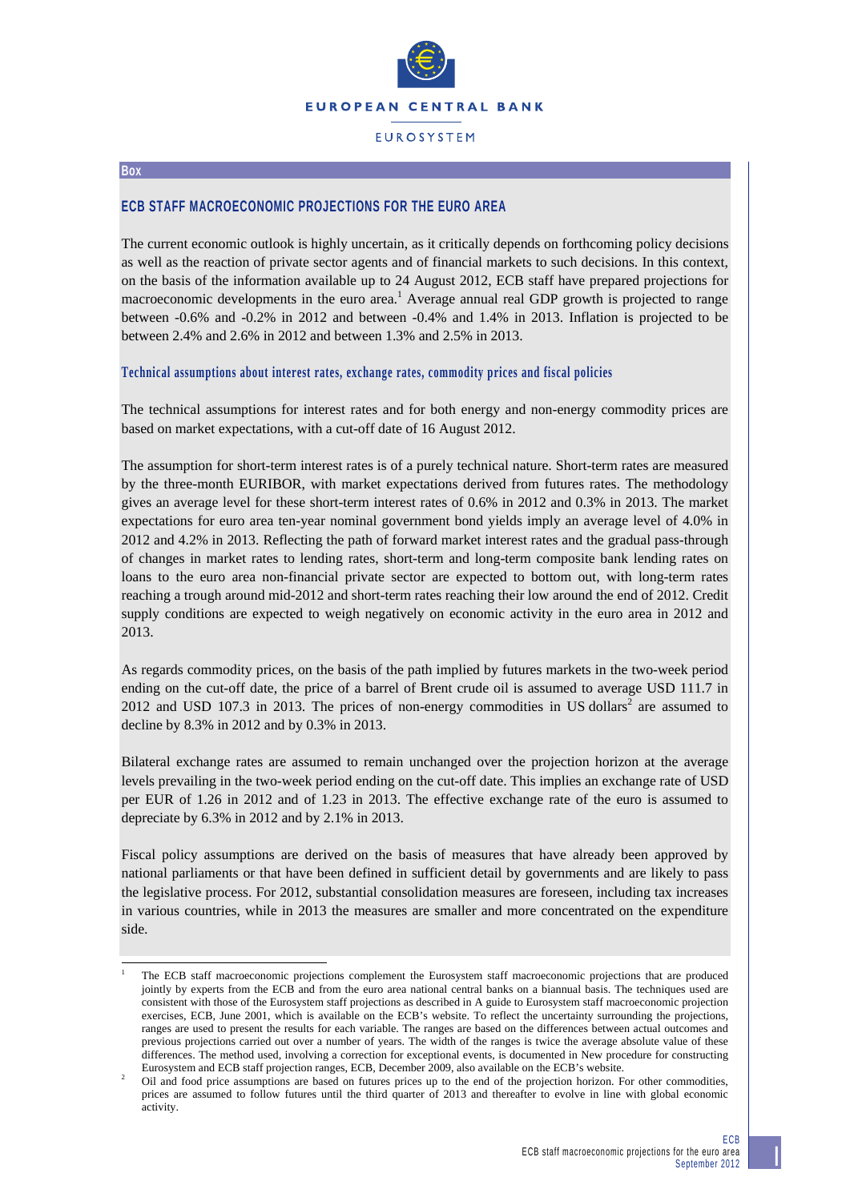EUROPEAN CENTRAL BANK

EUROSYSTEM

**Box**

## ECB STAFF MACROECONOMIC PROJECTIONS FOR THE EURO AREA

The current economic outlook is highly uncertain, as it critically depends on forthcoming policy decisions as well as the reaction of private sector agents and of financial markets to such decisions. In this context, on the basis of the information available up to 24 August 2012, ECB staff have prepared projections for macroeconomic developments in the euro area.[1] Average annual real GDP growth is projected to range between -0.6% and -0.2% in 2012 and between -0.4% and 1.4% in 2013. Inflation is projected to be between 2.4% and 2.6% in 2012 and between 1.3% and 2.5% in 2013.

### Technical assumptions about interest rates, exchange rates, commodity prices and fiscal policies

The technical assumptions for interest rates and for both energy and non-energy commodity prices are based on market expectations, with a cut-off date of 16 August 2012.

The assumption for short-term interest rates is of a purely technical nature. Short-term rates are measured by the three-month EURIBOR, with market expectations derived from futures rates. The methodology gives an average level for these short-term interest rates of 0.6% in 2012 and 0.3% in 2013. The market expectations for euro area ten-year nominal government bond yields imply an average level of 4.0% in 2012 and 4.2% in 2013. Reflecting the path of forward market interest rates and the gradual pass-through of changes in market rates to lending rates, short-term and long-term composite bank lending rates on loans to the euro area non-financial private sector are expected to bottom out, with long-term rates reaching a trough around mid-2012 and short-term rates reaching their low around the end of 2012. Credit supply conditions are expected to weigh negatively on economic activity in the euro area in 2012 and 2013.

As regards commodity prices, on the basis of the path implied by futures markets in the two-week period ending on the cut-off date, the price of a barrel of Brent crude oil is assumed to average USD 111.7 in 2012 and USD 107.3 in 2013. The prices of non-energy commodities in US dollars[2] are assumed to decline by 8.3% in 2012 and by 0.3% in 2013.

Bilateral exchange rates are assumed to remain unchanged over the projection horizon at the average levels prevailing in the two-week period ending on the cut-off date. This implies an exchange rate of USD per EUR of 1.26 in 2012 and of 1.23 in 2013. The effective exchange rate of the euro is assumed to depreciate by 6.3% in 2012 and by 2.1% in 2013.

Fiscal policy assumptions are derived on the basis of measures that have already been approved by national parliaments or that have been defined in sufficient detail by governments and are likely to pass the legislative process. For 2012, substantial consolidation measures are foreseen, including tax increases in various countries, while in 2013 the measures are smaller and more concentrated on the expenditure side.

---

1 The ECB staff macroeconomic projections complement the Eurosystem staff macroeconomic projections that are produced jointly by experts from the ECB and from the euro area national central banks on a biannual basis. The techniques used are consistent with those of the Eurosystem staff projections as described in A guide to Eurosystem staff macroeconomic projection exercises, ECB, June 2001, which is available on the ECB's website. To reflect the uncertainty surrounding the projections, ranges are used to present the results for each variable. The ranges are based on the differences between actual outcomes and previous projections carried out over a number of years. The width of the ranges is twice the average absolute value of these differences. The method used, involving a correction for exceptional events, is documented in New procedure for constructing Eurosystem and ECB staff projection ranges, ECB, December 2009, also available on the ECB's website.

2 Oil and food price assumptions are based on futures prices up to the end of the projection horizon. For other commodities, prices are assumed to follow futures until the third quarter of 2013 and thereafter to evolve in line with global economic activity.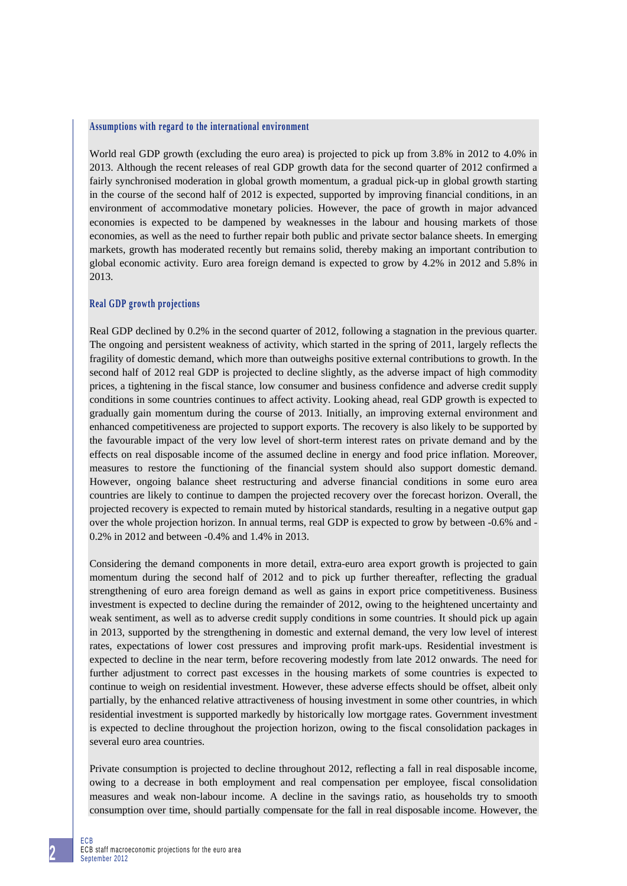### Assumptions with regard to the international environment

World real GDP growth (excluding the euro area) is projected to pick up from 3.8% in 2012 to 4.0% in 2013. Although the recent releases of real GDP growth data for the second quarter of 2012 confirmed a fairly synchronised moderation in global growth momentum, a gradual pick-up in global growth starting in the course of the second half of 2012 is expected, supported by improving financial conditions, in an environment of accommodative monetary policies. However, the pace of growth in major advanced economies is expected to be dampened by weaknesses in the labour and housing markets of those economies, as well as the need to further repair both public and private sector balance sheets. In emerging markets, growth has moderated recently but remains solid, thereby making an important contribution to global economic activity. Euro area foreign demand is expected to grow by 4.2% in 2012 and 5.8% in 2013.

### Real GDP growth projections

Real GDP declined by 0.2% in the second quarter of 2012, following a stagnation in the previous quarter. The ongoing and persistent weakness of activity, which started in the spring of 2011, largely reflects the fragility of domestic demand, which more than outweighs positive external contributions to growth. In the second half of 2012 real GDP is projected to decline slightly, as the adverse impact of high commodity prices, a tightening in the fiscal stance, low consumer and business confidence and adverse credit supply conditions in some countries continues to affect activity. Looking ahead, real GDP growth is expected to gradually gain momentum during the course of 2013. Initially, an improving external environment and enhanced competitiveness are projected to support exports. The recovery is also likely to be supported by the favourable impact of the very low level of short-term interest rates on private demand and by the effects on real disposable income of the assumed decline in energy and food price inflation. Moreover, measures to restore the functioning of the financial system should also support domestic demand. However, ongoing balance sheet restructuring and adverse financial conditions in some euro area countries are likely to continue to dampen the projected recovery over the forecast horizon. Overall, the projected recovery is expected to remain muted by historical standards, resulting in a negative output gap over the whole projection horizon. In annual terms, real GDP is expected to grow by between -0.6% and -0.2% in 2012 and between -0.4% and 1.4% in 2013.

Considering the demand components in more detail, extra-euro area export growth is projected to gain momentum during the second half of 2012 and to pick up further thereafter, reflecting the gradual strengthening of euro area foreign demand as well as gains in export price competitiveness. Business investment is expected to decline during the remainder of 2012, owing to the heightened uncertainty and weak sentiment, as well as to adverse credit supply conditions in some countries. It should pick up again in 2013, supported by the strengthening in domestic and external demand, the very low level of interest rates, expectations of lower cost pressures and improving profit mark-ups. Residential investment is expected to decline in the near term, before recovering modestly from late 2012 onwards. The need for further adjustment to correct past excesses in the housing markets of some countries is expected to continue to weigh on residential investment. However, these adverse effects should be offset, albeit only partially, by the enhanced relative attractiveness of housing investment in some other countries, in which residential investment is supported markedly by historically low mortgage rates. Government investment is expected to decline throughout the projection horizon, owing to the fiscal consolidation packages in several euro area countries.

Private consumption is projected to decline throughout 2012, reflecting a fall in real disposable income, owing to a decrease in both employment and real compensation per employee, fiscal consolidation measures and weak non-labour income. A decline in the savings ratio, as households try to smooth consumption over time, should partially compensate for the fall in real disposable income. However, the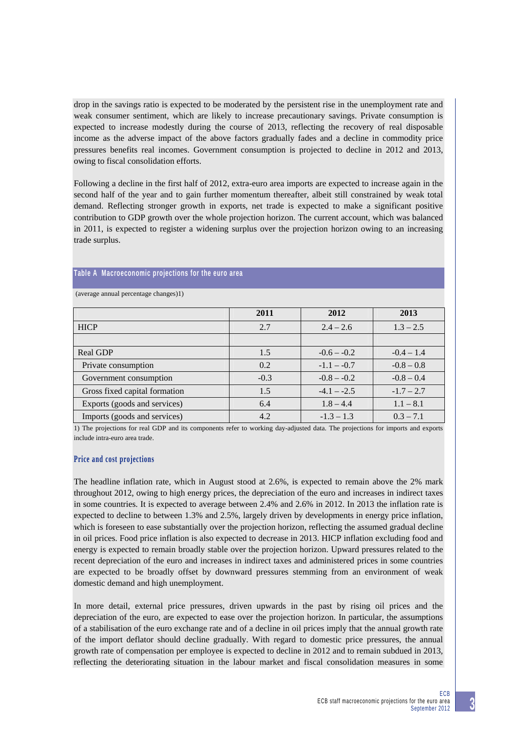drop in the savings ratio is expected to be moderated by the persistent rise in the unemployment rate and weak consumer sentiment, which are likely to increase precautionary savings. Private consumption is expected to increase modestly during the course of 2013, reflecting the recovery of real disposable income as the adverse impact of the above factors gradually fades and a decline in commodity price pressures benefits real incomes. Government consumption is projected to decline in 2012 and 2013, owing to fiscal consolidation efforts.

Following a decline in the first half of 2012, extra-euro area imports are expected to increase again in the second half of the year and to gain further momentum thereafter, albeit still constrained by weak total demand. Reflecting stronger growth in exports, net trade is expected to make a significant positive contribution to GDP growth over the whole projection horizon. The current account, which was balanced in 2011, is expected to register a widening surplus over the projection horizon owing to an increasing trade surplus.

### Table A Macroeconomic projections for the euro area

(average annual percentage changes)1)

| | 2011 | 2012 | 2013 |
|---|---|---|---|
| HICP | 2.7 | 2.4 – 2.6 | 1.3 – 2.5 |
| | | | |
| Real GDP | 1.5 | -0.6 – -0.2 | -0.4 – 1.4 |
| Private consumption | 0.2 | -1.1 – -0.7 | -0.8 – 0.8 |
| Government consumption | -0.3 | -0.8 – -0.2 | -0.8 – 0.4 |
| Gross fixed capital formation | 1.5 | -4.1 – -2.5 | -1.7 – 2.7 |
| Exports (goods and services) | 6.4 | 1.8 – 4.4 | 1.1 – 8.1 |
| Imports (goods and services) | 4.2 | -1.3 – 1.3 | 0.3 – 7.1 |

1) The projections for real GDP and its components refer to working day-adjusted data. The projections for imports and exports include intra-euro area trade.

### Price and cost projections

The headline inflation rate, which in August stood at 2.6%, is expected to remain above the 2% mark throughout 2012, owing to high energy prices, the depreciation of the euro and increases in indirect taxes in some countries. It is expected to average between 2.4% and 2.6% in 2012. In 2013 the inflation rate is expected to decline to between 1.3% and 2.5%, largely driven by developments in energy price inflation, which is foreseen to ease substantially over the projection horizon, reflecting the assumed gradual decline in oil prices. Food price inflation is also expected to decrease in 2013. HICP inflation excluding food and energy is expected to remain broadly stable over the projection horizon. Upward pressures related to the recent depreciation of the euro and increases in indirect taxes and administered prices in some countries are expected to be broadly offset by downward pressures stemming from an environment of weak domestic demand and high unemployment.

In more detail, external price pressures, driven upwards in the past by rising oil prices and the depreciation of the euro, are expected to ease over the projection horizon. In particular, the assumptions of a stabilisation of the euro exchange rate and of a decline in oil prices imply that the annual growth rate of the import deflator should decline gradually. With regard to domestic price pressures, the annual growth rate of compensation per employee is expected to decline in 2012 and to remain subdued in 2013, reflecting the deteriorating situation in the labour market and fiscal consolidation measures in some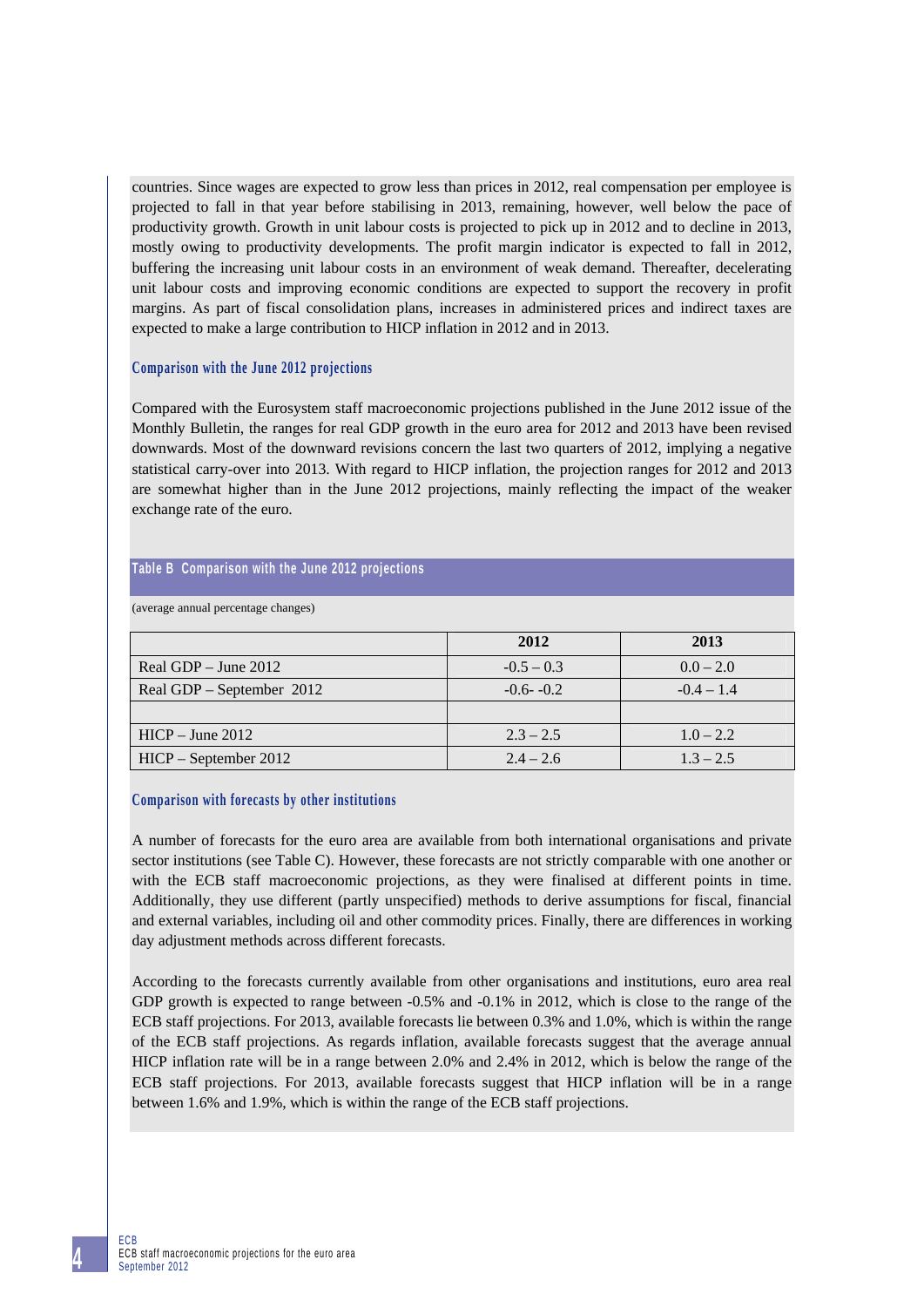countries. Since wages are expected to grow less than prices in 2012, real compensation per employee is projected to fall in that year before stabilising in 2013, remaining, however, well below the pace of productivity growth. Growth in unit labour costs is projected to pick up in 2012 and to decline in 2013, mostly owing to productivity developments. The profit margin indicator is expected to fall in 2012, buffering the increasing unit labour costs in an environment of weak demand. Thereafter, decelerating unit labour costs and improving economic conditions are expected to support the recovery in profit margins. As part of fiscal consolidation plans, increases in administered prices and indirect taxes are expected to make a large contribution to HICP inflation in 2012 and in 2013.

### Comparison with the June 2012 projections

Compared with the Eurosystem staff macroeconomic projections published in the June 2012 issue of the Monthly Bulletin, the ranges for real GDP growth in the euro area for 2012 and 2013 have been revised downwards. Most of the downward revisions concern the last two quarters of 2012, implying a negative statistical carry-over into 2013. With regard to HICP inflation, the projection ranges for 2012 and 2013 are somewhat higher than in the June 2012 projections, mainly reflecting the impact of the weaker exchange rate of the euro.

**Table B Comparison with the June 2012 projections**

(average annual percentage changes)

| | 2012 | 2013 |
|---|---|---|
| Real GDP – June 2012 | -0.5 – 0.3 | 0.0 – 2.0 |
| Real GDP – September 2012 | -0.6- -0.2 | -0.4 – 1.4 |
| | | |
| HICP – June 2012 | 2.3 – 2.5 | 1.0 – 2.2 |
| HICP – September 2012 | 2.4 – 2.6 | 1.3 – 2.5 |

### Comparison with forecasts by other institutions

A number of forecasts for the euro area are available from both international organisations and private sector institutions (see Table C). However, these forecasts are not strictly comparable with one another or with the ECB staff macroeconomic projections, as they were finalised at different points in time. Additionally, they use different (partly unspecified) methods to derive assumptions for fiscal, financial and external variables, including oil and other commodity prices. Finally, there are differences in working day adjustment methods across different forecasts.

According to the forecasts currently available from other organisations and institutions, euro area real GDP growth is expected to range between -0.5% and -0.1% in 2012, which is close to the range of the ECB staff projections. For 2013, available forecasts lie between 0.3% and 1.0%, which is within the range of the ECB staff projections. As regards inflation, available forecasts suggest that the average annual HICP inflation rate will be in a range between 2.0% and 2.4% in 2012, which is below the range of the ECB staff projections. For 2013, available forecasts suggest that HICP inflation will be in a range between 1.6% and 1.9%, which is within the range of the ECB staff projections.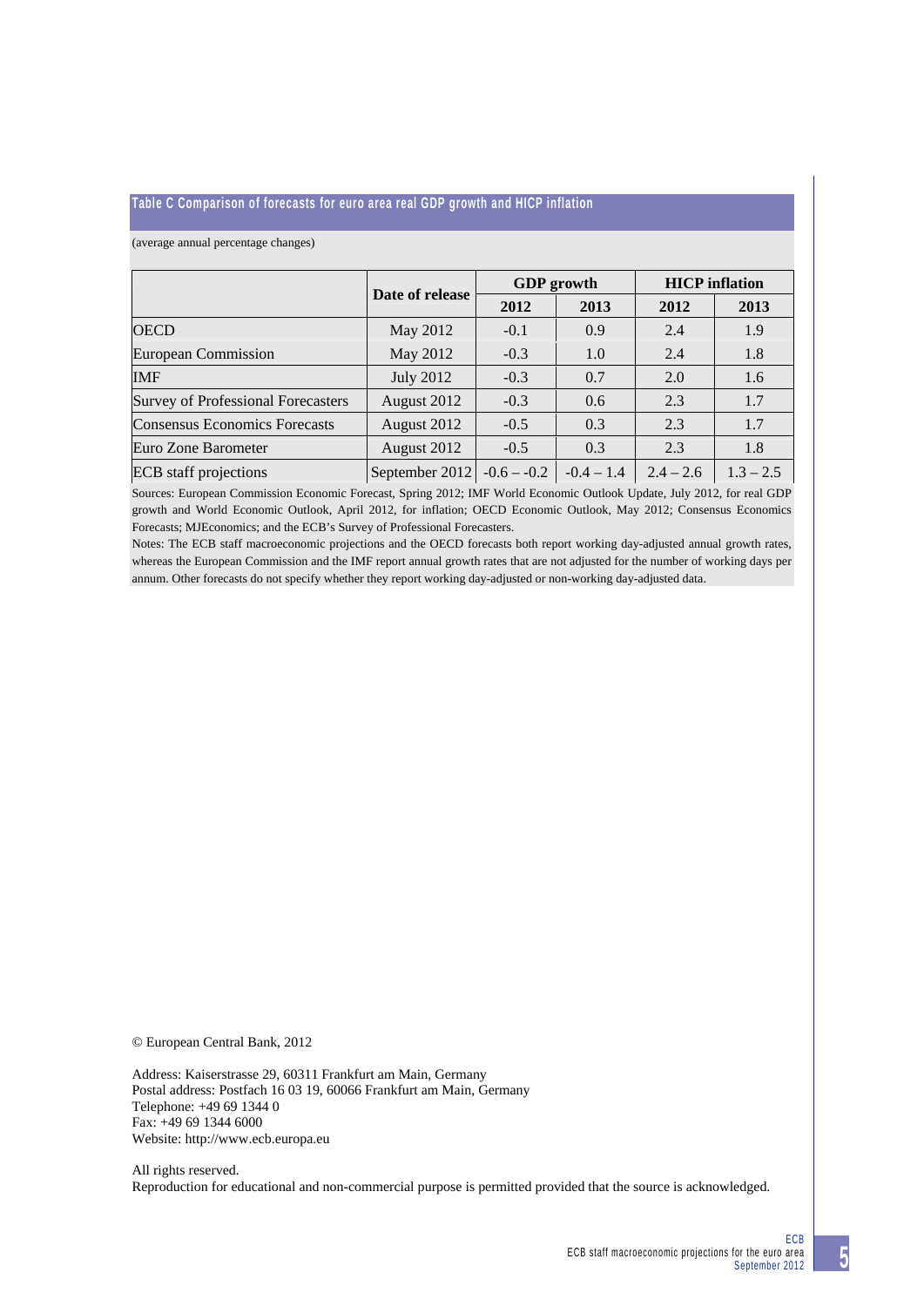**Table C Comparison of forecasts for euro area real GDP growth and HICP inflation**

(average annual percentage changes)

| | Date of release | GDP growth | | HICP inflation | |
|---|---|---|---|---|---|
| | | 2012 | 2013 | 2012 | 2013 |
| OECD | May 2012 | -0.1 | 0.9 | 2.4 | 1.9 |
| European Commission | May 2012 | -0.3 | 1.0 | 2.4 | 1.8 |
| IMF | July 2012 | -0.3 | 0.7 | 2.0 | 1.6 |
| Survey of Professional Forecasters | August 2012 | -0.3 | 0.6 | 2.3 | 1.7 |
| Consensus Economics Forecasts | August 2012 | -0.5 | 0.3 | 2.3 | 1.7 |
| Euro Zone Barometer | August 2012 | -0.5 | 0.3 | 2.3 | 1.8 |
| ECB staff projections | September 2012 | -0.6 – -0.2 | -0.4 – 1.4 | 2.4 – 2.6 | 1.3 – 2.5 |

Sources: European Commission Economic Forecast, Spring 2012; IMF World Economic Outlook Update, July 2012, for real GDP growth and World Economic Outlook, April 2012, for inflation; OECD Economic Outlook, May 2012; Consensus Economics Forecasts; MJEconomics; and the ECB's Survey of Professional Forecasters.

Notes: The ECB staff macroeconomic projections and the OECD forecasts both report working day-adjusted annual growth rates, whereas the European Commission and the IMF report annual growth rates that are not adjusted for the number of working days per annum. Other forecasts do not specify whether they report working day-adjusted or non-working day-adjusted data.

© European Central Bank, 2012

Address: Kaiserstrasse 29, 60311 Frankfurt am Main, Germany
Postal address: Postfach 16 03 19, 60066 Frankfurt am Main, Germany
Telephone: +49 69 1344 0
Fax: +49 69 1344 6000
Website: http://www.ecb.europa.eu

All rights reserved.
Reproduction for educational and non-commercial purpose is permitted provided that the source is acknowledged.